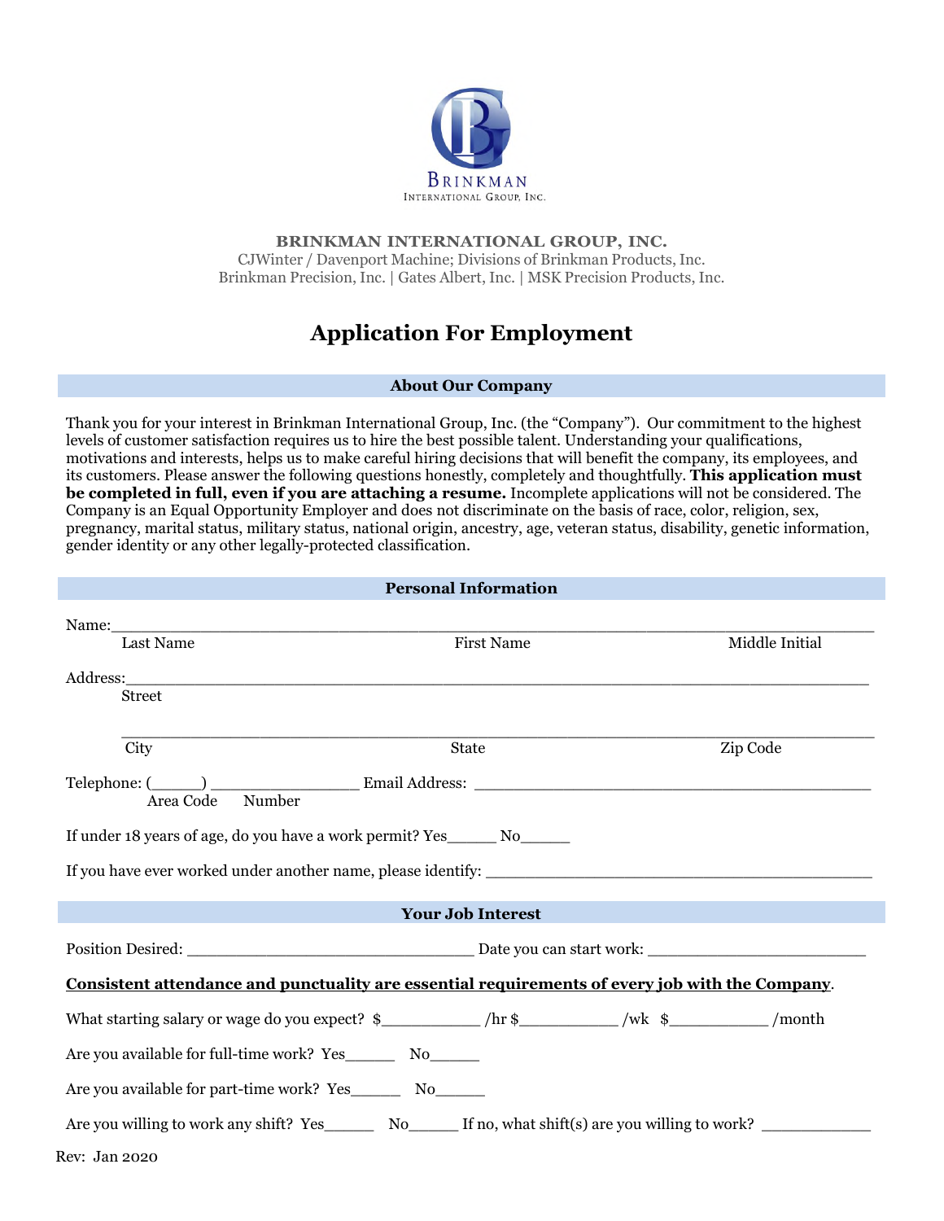BRINKMAN
INTERNATIONAL GROUP, INC.

**BRINKMAN INTERNATIONAL GROUP, INC.**
CJWinter / Davenport Machine; Divisions of Brinkman Products, Inc.
Brinkman Precision, Inc. | Gates Albert, Inc. | MSK Precision Products, Inc.

# Application For Employment

## About Our Company

Thank you for your interest in Brinkman International Group, Inc. (the "Company"). Our commitment to the highest levels of customer satisfaction requires us to hire the best possible talent. Understanding your qualifications, motivations and interests, helps us to make careful hiring decisions that will benefit the company, its employees, and its customers. Please answer the following questions honestly, completely and thoughtfully. **This application must be completed in full, even if you are attaching a resume.** Incomplete applications will not be considered. The Company is an Equal Opportunity Employer and does not discriminate on the basis of race, color, religion, sex, pregnancy, marital status, military status, national origin, ancestry, age, veteran status, disability, genetic information, gender identity or any other legally-protected classification.

## Personal Information

Name:______________________________________________________________________________
Last Name                                        First Name                                        Middle Initial

Address:____________________________________________________________________________
Street

____________________________________________________________________________________
City                                        State                                        Zip Code

Telephone: (_____) _______________ Email Address: ____________________________________
Area Code    Number

If under 18 years of age, do you have a work permit? Yes_____ No_____

If you have ever worked under another name, please identify: ______________________________

## Your Job Interest

Position Desired: ___________________________ Date you can start work: ____________________

**<u>Consistent attendance and punctuality are essential requirements of every job with the Company</u>**.

What starting salary or wage do you expect? $__________ /hr $__________ /wk $__________ /month

Are you available for full-time work? Yes_____ No_____

Are you available for part-time work? Yes_____ No_____

Are you willing to work any shift? Yes_____ No_____ If no, what shift(s) are you willing to work? __________

Rev: Jan 2020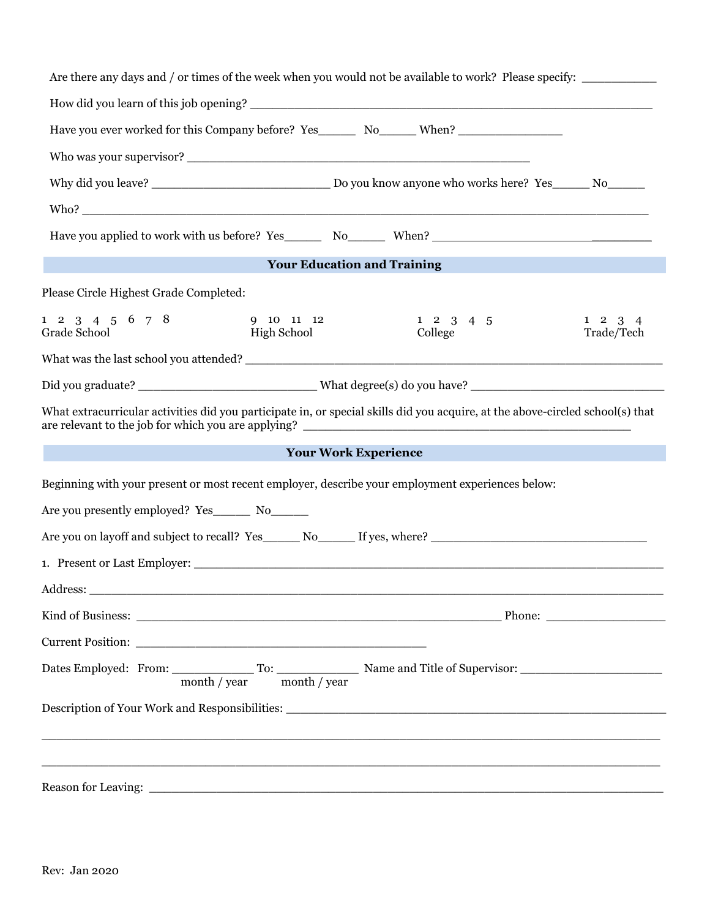Are there any days and / or times of the week when you would not be available to work? Please specify: __________

How did you learn of this job opening? ____________________________________________________

Have you ever worked for this Company before? Yes_____ No_____ When? _______________

Who was your supervisor? ____________________________________________

Why did you leave? __________________________ Do you know anyone who works here? Yes_____ No_____

Who? ____________________________________________________________________________

Have you applied to work with us before? Yes_____ No_____ When? ____________________________

## Your Education and Training

Please Circle Highest Grade Completed:

| 1 2 3 4 5 6 7 8 | 9 10 11 12 | 1 2 3 4 5 | 1 2 3 4 |
|---|---|---|---|
| Grade School | High School | College | Trade/Tech |

What was the last school you attended? ______________________________________________________

Did you graduate? __________________________ What degree(s) do you have? ____________________________

What extracurricular activities did you participate in, or special skills did you acquire, at the above-circled school(s) that are relevant to the job for which you are applying? ______________________________________________

## Your Work Experience

Beginning with your present or most recent employer, describe your employment experiences below:

Are you presently employed? Yes_____ No_____

Are you on layoff and subject to recall? Yes_____ No_____ If yes, where? ________________________________

1. Present or Last Employer: ____________________________________________________________________

Address: ________________________________________________________________________________

Kind of Business: ______________________________________________________ Phone: _________________

Current Position: __________________________________________

Dates Employed: From: ___________ To: ___________ Name and Title of Supervisor: ____________________
month / year month / year

Description of Your Work and Responsibilities: ____________________________________________________

_________________________________________________________________________________________

_________________________________________________________________________________________

Reason for Leaving: _________________________________________________________________________

Rev: Jan 2020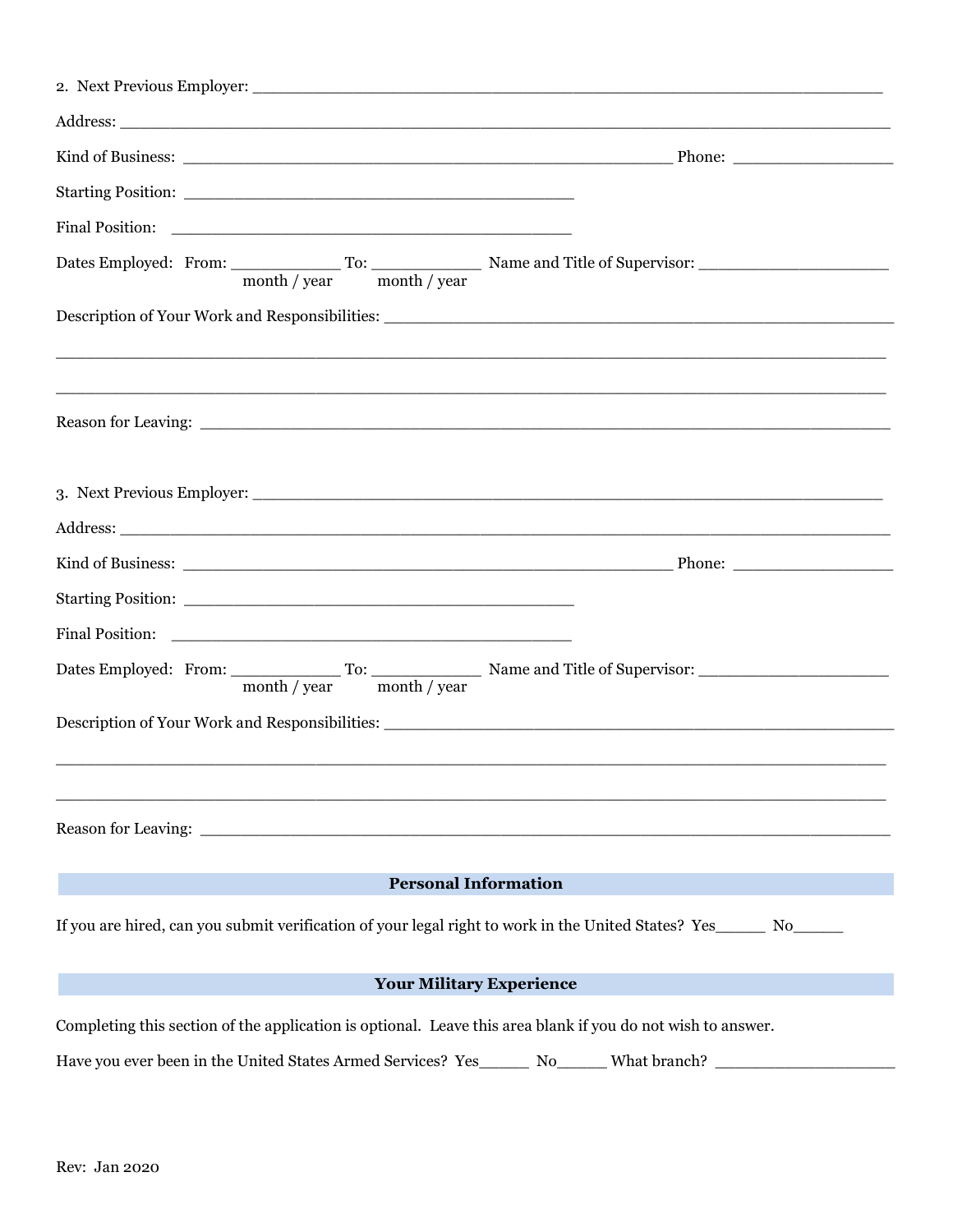2. Next Previous Employer: ________________________________________________________________

Address: ________________________________________________________________________

Kind of Business: ______________________________________________ Phone: _______________

Starting Position: __________________________________

Final Position: __________________________________

Dates Employed: From: __________ To: __________ Name and Title of Supervisor: ________________
month / year month / year

Description of Your Work and Responsibilities: ________________________________________________

________________________________________________________________________________

________________________________________________________________________________

Reason for Leaving: ________________________________________________________________

3. Next Previous Employer: ________________________________________________________________

Address: ________________________________________________________________________

Kind of Business: ______________________________________________ Phone: _______________

Starting Position: __________________________________

Final Position: __________________________________

Dates Employed: From: __________ To: __________ Name and Title of Supervisor: ________________
month / year month / year

Description of Your Work and Responsibilities: ________________________________________________

________________________________________________________________________________

________________________________________________________________________________

Reason for Leaving: ________________________________________________________________

## Personal Information

If you are hired, can you submit verification of your legal right to work in the United States? Yes_____ No_____

## Your Military Experience

Completing this section of the application is optional. Leave this area blank if you do not wish to answer.

Have you ever been in the United States Armed Services? Yes_____ No_____ What branch? ________________

Rev: Jan 2020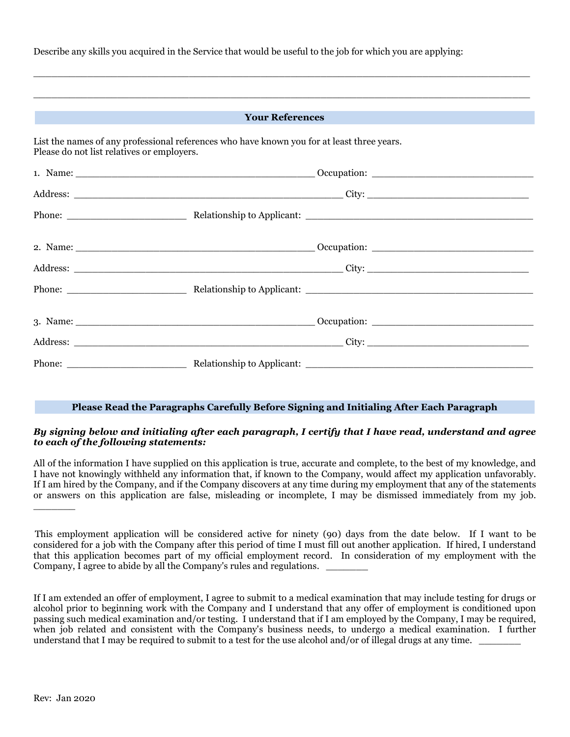Describe any skills you acquired in the Service that would be useful to the job for which you are applying:

________________________________________________________________________________

________________________________________________________________________________

## Your References

List the names of any professional references who have known you for at least three years.
Please do not list relatives or employers.

1. Name: ________________________________________ Occupation: ___________________________

Address: _____________________________________________ City: ___________________________

Phone: ____________________ Relationship to Applicant: ______________________________________

2. Name: ________________________________________ Occupation: ___________________________

Address: _____________________________________________ City: ___________________________

Phone: ____________________ Relationship to Applicant: ______________________________________

3. Name: ________________________________________ Occupation: ___________________________

Address: _____________________________________________ City: ___________________________

Phone: ____________________ Relationship to Applicant: ______________________________________

## Please Read the Paragraphs Carefully Before Signing and Initialing After Each Paragraph

***By signing below and initialing after each paragraph, I certify that I have read, understand and agree to each of the following statements:***

All of the information I have supplied on this application is true, accurate and complete, to the best of my knowledge, and I have not knowingly withheld any information that, if known to the Company, would affect my application unfavorably. If I am hired by the Company, and if the Company discovers at any time during my employment that any of the statements or answers on this application are false, misleading or incomplete, I may be dismissed immediately from my job. _______

This employment application will be considered active for ninety (90) days from the date below. If I want to be considered for a job with the Company after this period of time I must fill out another application. If hired, I understand that this application becomes part of my official employment record. In consideration of my employment with the Company, I agree to abide by all the Company's rules and regulations. _______

If I am extended an offer of employment, I agree to submit to a medical examination that may include testing for drugs or alcohol prior to beginning work with the Company and I understand that any offer of employment is conditioned upon passing such medical examination and/or testing. I understand that if I am employed by the Company, I may be required, when job related and consistent with the Company's business needs, to undergo a medical examination. I further understand that I may be required to submit to a test for the use alcohol and/or of illegal drugs at any time. _______

Rev: Jan 2020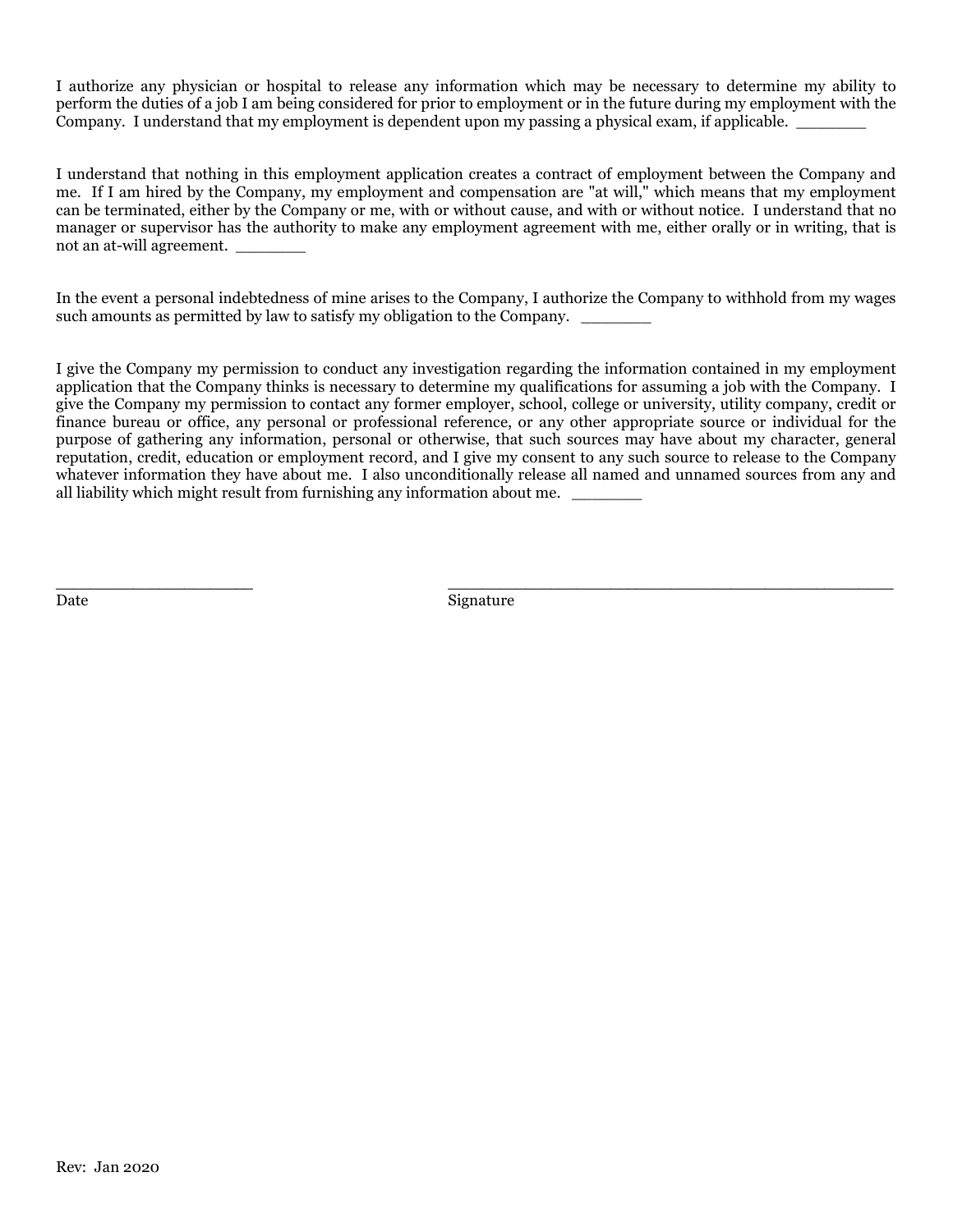I authorize any physician or hospital to release any information which may be necessary to determine my ability to perform the duties of a job I am being considered for prior to employment or in the future during my employment with the Company. I understand that my employment is dependent upon my passing a physical exam, if applicable. _______

I understand that nothing in this employment application creates a contract of employment between the Company and me. If I am hired by the Company, my employment and compensation are "at will," which means that my employment can be terminated, either by the Company or me, with or without cause, and with or without notice. I understand that no manager or supervisor has the authority to make any employment agreement with me, either orally or in writing, that is not an at-will agreement. _______

In the event a personal indebtedness of mine arises to the Company, I authorize the Company to withhold from my wages such amounts as permitted by law to satisfy my obligation to the Company. _______

I give the Company my permission to conduct any investigation regarding the information contained in my employment application that the Company thinks is necessary to determine my qualifications for assuming a job with the Company. I give the Company my permission to contact any former employer, school, college or university, utility company, credit or finance bureau or office, any personal or professional reference, or any other appropriate source or individual for the purpose of gathering any information, personal or otherwise, that such sources may have about my character, general reputation, credit, education or employment record, and I give my consent to any such source to release to the Company whatever information they have about me. I also unconditionally release all named and unnamed sources from any and all liability which might result from furnishing any information about me. _______

_____________________ &nbsp;&nbsp;&nbsp;&nbsp;&nbsp;&nbsp;&nbsp;&nbsp;&nbsp;&nbsp; ______________________________________________

Date &nbsp;&nbsp;&nbsp;&nbsp;&nbsp;&nbsp;&nbsp;&nbsp;&nbsp;&nbsp;&nbsp;&nbsp;&nbsp;&nbsp;&nbsp;&nbsp;&nbsp;&nbsp;&nbsp;&nbsp;&nbsp;&nbsp;&nbsp;&nbsp;&nbsp;&nbsp;&nbsp;&nbsp;&nbsp;&nbsp; Signature

Rev: Jan 2020